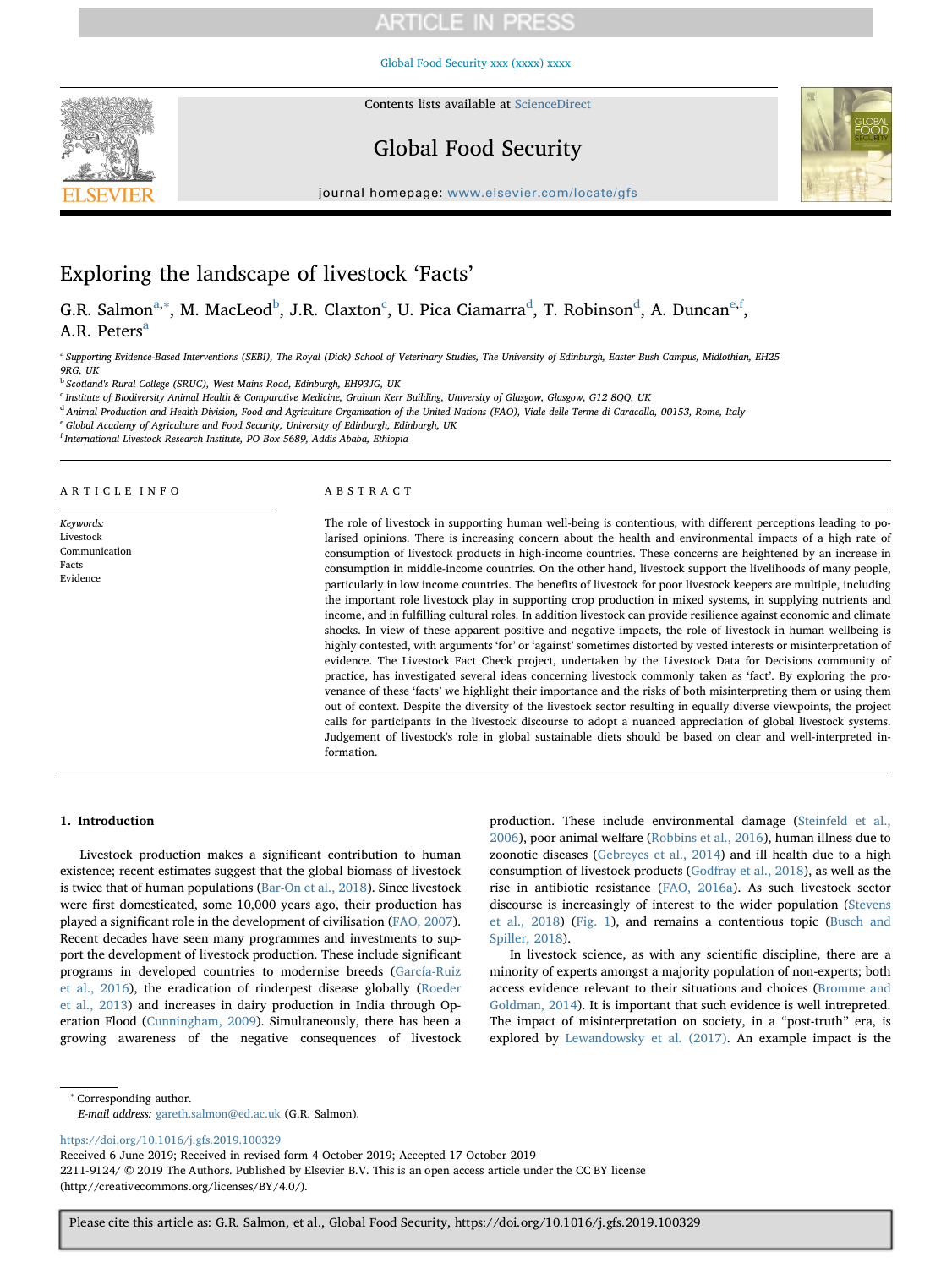# Exploring the landscape of livestock 'Facts'

G.R. Salmon[a,*], M. MacLeod[b], J.R. Claxton[c], U. Pica Ciamarra[d], T. Robinson[d], A. Duncan[e,f], A.R. Peters[a]

[a] Supporting Evidence-Based Interventions (SEBI), The Royal (Dick) School of Veterinary Studies, The University of Edinburgh, Easter Bush Campus, Midlothian, EH25 9RG, UK

[b] Scotland's Rural College (SRUC), West Mains Road, Edinburgh, EH93JG, UK

[c] Institute of Biodiversity Animal Health & Comparative Medicine, Graham Kerr Building, University of Glasgow, Glasgow, G12 8QQ, UK

[d] Animal Production and Health Division, Food and Agriculture Organization of the United Nations (FAO), Viale delle Terme di Caracalla, 00153, Rome, Italy

[e] Global Academy of Agriculture and Food Security, University of Edinburgh, Edinburgh, UK

[f] International Livestock Research Institute, PO Box 5689, Addis Ababa, Ethiopia

## ARTICLE INFO

*Keywords:*
Livestock
Communication
Facts
Evidence

## ABSTRACT

The role of livestock in supporting human well-being is contentious, with different perceptions leading to polarised opinions. There is increasing concern about the health and environmental impacts of a high rate of consumption of livestock products in high-income countries. These concerns are heightened by an increase in consumption in middle-income countries. On the other hand, livestock support the livelihoods of many people, particularly in low income countries. The benefits of livestock for poor livestock keepers are multiple, including the important role livestock play in supporting crop production in mixed systems, in supplying nutrients and income, and in fulfilling cultural roles. In addition livestock can provide resilience against economic and climate shocks. In view of these apparent positive and negative impacts, the role of livestock in human wellbeing is highly contested, with arguments 'for' or 'against' sometimes distorted by vested interests or misinterpretation of evidence. The Livestock Fact Check project, undertaken by the Livestock Data for Decisions community of practice, has investigated several ideas concerning livestock commonly taken as 'fact'. By exploring the provenance of these 'facts' we highlight their importance and the risks of both misinterpreting them or using them out of context. Despite the diversity of the livestock sector resulting in equally diverse viewpoints, the project calls for participants in the livestock discourse to adopt a nuanced appreciation of global livestock systems. Judgement of livestock's role in global sustainable diets should be based on clear and well-interpreted information.

## 1. Introduction

Livestock production makes a significant contribution to human existence; recent estimates suggest that the global biomass of livestock is twice that of human populations (Bar-On et al., 2018). Since livestock were first domesticated, some 10,000 years ago, their production has played a significant role in the development of civilisation (FAO, 2007). Recent decades have seen many programmes and investments to support the development of livestock production. These include significant programs in developed countries to modernise breeds (García-Ruiz et al., 2016), the eradication of rinderpest disease globally (Roeder et al., 2013) and increases in dairy production in India through Operation Flood (Cunningham, 2009). Simultaneously, there has been a growing awareness of the negative consequences of livestock production. These include environmental damage (Steinfeld et al., 2006), poor animal welfare (Robbins et al., 2016), human illness due to zoonotic diseases (Gebreyes et al., 2014) and ill health due to a high consumption of livestock products (Godfray et al., 2018), as well as the rise in antibiotic resistance (FAO, 2016a). As such livestock sector discourse is increasingly of interest to the wider population (Stevens et al., 2018) (Fig. 1), and remains a contentious topic (Busch and Spiller, 2018).

In livestock science, as with any scientific discipline, there are a minority of experts amongst a majority population of non-experts; both access evidence relevant to their situations and choices (Bromme and Goldman, 2014). It is important that such evidence is well intrepreted. The impact of misinterpretation on society, in a "post-truth" era, is explored by Lewandowsky et al. (2017). An example impact is the

---

\* Corresponding author.
*E-mail address:* gareth.salmon@ed.ac.uk (G.R. Salmon).

https://doi.org/10.1016/j.gfs.2019.100329
Received 6 June 2019; Received in revised form 4 October 2019; Accepted 17 October 2019
2211-9124/ © 2019 The Authors. Published by Elsevier B.V. This is an open access article under the CC BY license (http://creativecommons.org/licenses/BY/4.0/).

Please cite this article as: G.R. Salmon, et al., Global Food Security, https://doi.org/10.1016/j.gfs.2019.100329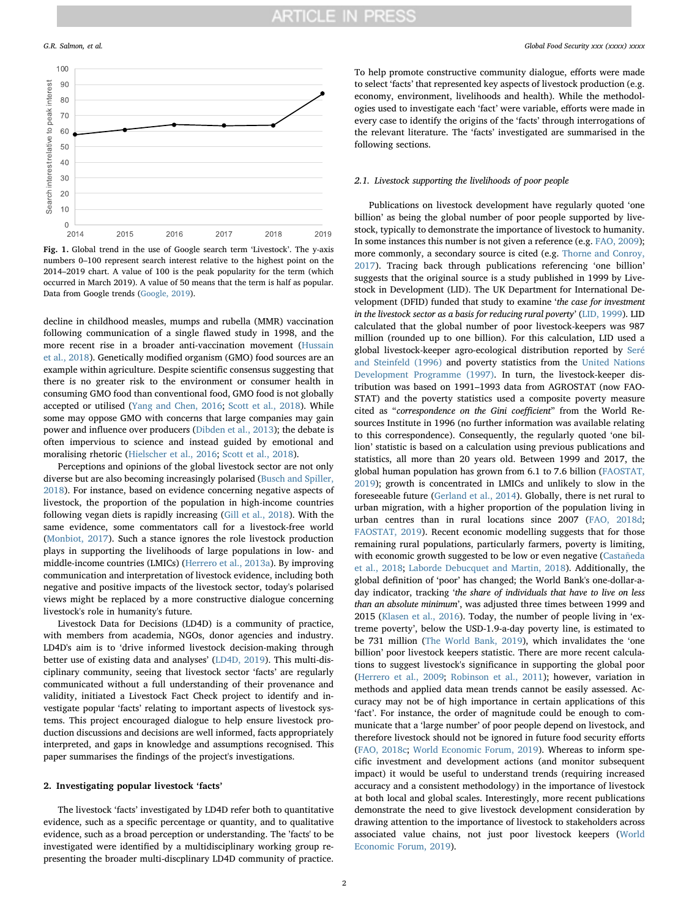Fig. 1. Global trend in the use of Google search term 'Livestock'. The y-axis numbers 0–100 represent search interest relative to the highest point on the 2014–2019 chart. A value of 100 is the peak popularity for the term (which occurred in March 2019). A value of 50 means that the term is half as popular. Data from Google trends (Google, 2019).

decline in childhood measles, mumps and rubella (MMR) vaccination following communication of a single flawed study in 1998, and the more recent rise in a broader anti-vaccination movement (Hussain et al., 2018). Genetically modified organism (GMO) food sources are an example within agriculture. Despite scientific consensus suggesting that there is no greater risk to the environment or consumer health in consuming GMO food than conventional food, GMO food is not globally accepted or utilised (Yang and Chen, 2016; Scott et al., 2018). While some may oppose GMO with concerns that large companies may gain power and influence over producers (Dibden et al., 2013); the debate is often impervious to science and instead guided by emotional and moralising rhetoric (Hielscher et al., 2016; Scott et al., 2018).

Perceptions and opinions of the global livestock sector are not only diverse but are also becoming increasingly polarised (Busch and Spiller, 2018). For instance, based on evidence concerning negative aspects of livestock, the proportion of the population in high-income countries following vegan diets is rapidly increasing (Gill et al., 2018). With the same evidence, some commentators call for a livestock-free world (Monbiot, 2017). Such a stance ignores the role livestock production plays in supporting the livelihoods of large populations in low- and middle-income countries (LMICs) (Herrero et al., 2013a). By improving communication and interpretation of livestock evidence, including both negative and positive impacts of the livestock sector, today's polarised views might be replaced by a more constructive dialogue concerning livestock's role in humanity's future.

Livestock Data for Decisions (LD4D) is a community of practice, with members from academia, NGOs, donor agencies and industry. LD4D's aim is to 'drive informed livestock decision-making through better use of existing data and analyses' (LD4D, 2019). This multi-disciplinary community, seeing that livestock sector 'facts' are regularly communicated without a full understanding of their provenance and validity, initiated a Livestock Fact Check project to identify and investigate popular 'facts' relating to important aspects of livestock systems. This project encouraged dialogue to help ensure livestock production discussions and decisions are well informed, facts appropriately interpreted, and gaps in knowledge and assumptions recognised. This paper summarises the findings of the project's investigations.

## 2. Investigating popular livestock 'facts'

The livestock 'facts' investigated by LD4D refer both to quantitative evidence, such as a specific percentage or quantity, and to qualitative evidence, such as a broad perception or understanding. The 'facts' to be investigated were identified by a multidisciplinary working group representing the broader multi-discplinary LD4D community of practice. To help promote constructive community dialogue, efforts were made to select 'facts' that represented key aspects of livestock production (e.g. economy, environment, livelihoods and health). While the methodologies used to investigate each 'fact' were variable, efforts were made in every case to identify the origins of the 'facts' through interrogations of the relevant literature. The 'facts' investigated are summarised in the following sections.

### 2.1. Livestock supporting the livelihoods of poor people

Publications on livestock development have regularly quoted 'one billion' as being the global number of poor people supported by livestock, typically to demonstrate the importance of livestock to humanity. In some instances this number is not given a reference (e.g. FAO, 2009); more commonly, a secondary source is cited (e.g. Thorne and Conroy, 2017). Tracing back through publications referencing 'one billion' suggests that the original source is a study published in 1999 by Livestock in Development (LID). The UK Department for International Development (DFID) funded that study to examine '*the case for investment in the livestock sector as a basis for reducing rural poverty*' (LID, 1999). LID calculated that the global number of poor livestock-keepers was 987 million (rounded up to one billion). For this calculation, LID used a global livestock-keeper agro-ecological distribution reported by Seré and Steinfeld (1996) and poverty statistics from the United Nations Development Programme (1997). In turn, the livestock-keeper distribution was based on 1991–1993 data from AGROSTAT (now FAOSTAT) and the poverty statistics used a composite poverty measure cited as "*correspondence on the Gini coefficient*" from the World Resources Institute in 1996 (no further information was available relating to this correspondence). Consequently, the regularly quoted 'one billion' statistic is based on a calculation using previous publications and statistics, all more than 20 years old. Between 1999 and 2017, the global human population has grown from 6.1 to 7.6 billion (FAOSTAT, 2019); growth is concentrated in LMICs and unlikely to slow in the foreseeable future (Gerland et al., 2014). Globally, there is net rural to urban migration, with a higher proportion of the population living in urban centres than in rural locations since 2007 (FAO, 2018d; FAOSTAT, 2019). Recent economic modelling suggests that for those remaining rural populations, particularly farmers, poverty is limiting, with economic growth suggested to be low or even negative (Castañeda et al., 2018; Laborde Debucquet and Martin, 2018). Additionally, the global definition of 'poor' has changed; the World Bank's one-dollar-a-day indicator, tracking '*the share of individuals that have to live on less than an absolute minimum*', was adjusted three times between 1999 and 2015 (Klasen et al., 2016). Today, the number of people living in 'extreme poverty', below the USD-1.9-a-day poverty line, is estimated to be 731 million (The World Bank, 2019), which invalidates the 'one billion' poor livestock keepers statistic. There are more recent calculations to suggest livestock's significance in supporting the global poor (Herrero et al., 2009; Robinson et al., 2011); however, variation in methods and applied data mean trends cannot be easily assessed. Accuracy may not be of high importance in certain applications of this 'fact'. For instance, the order of magnitude could be enough to communicate that a 'large number' of poor people depend on livestock, and therefore livestock should not be ignored in future food security efforts (FAO, 2018c; World Economic Forum, 2019). Whereas to inform specific investment and development actions (and monitor subsequent impact) it would be useful to understand trends (requiring increased accuracy and a consistent methodology) in the importance of livestock at both local and global scales. Interestingly, more recent publications demonstrate the need to give livestock development consideration by drawing attention to the importance of livestock to stakeholders across associated value chains, not just poor livestock keepers (World Economic Forum, 2019).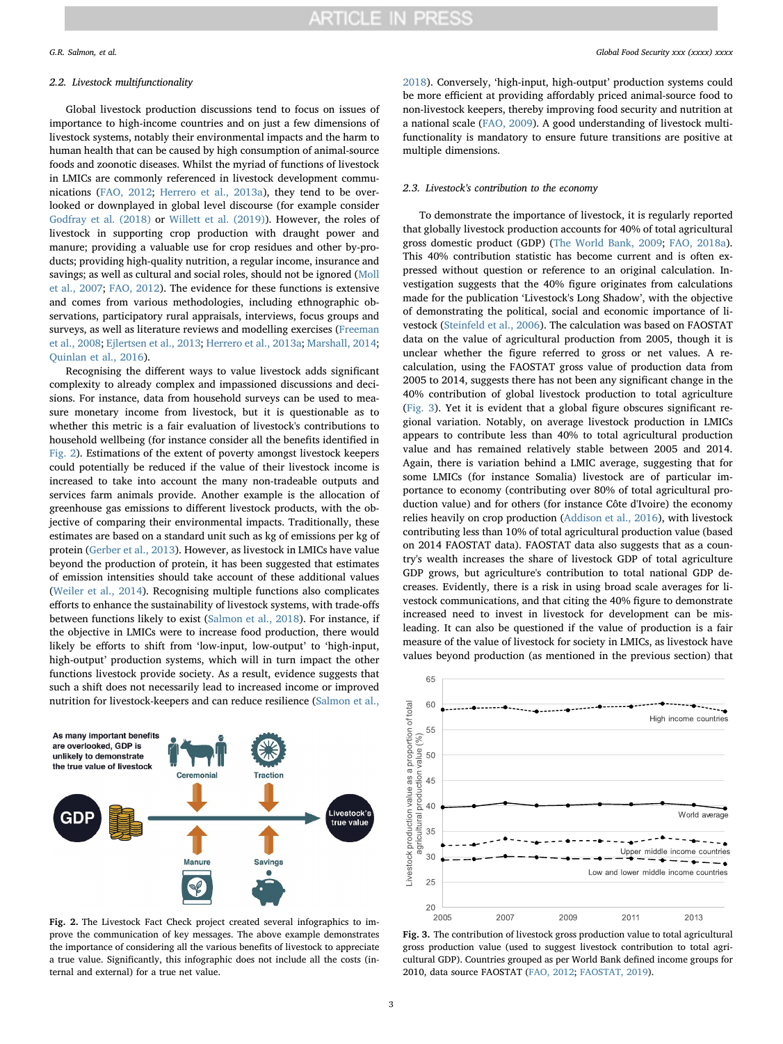### 2.2. Livestock multifunctionality

Global livestock production discussions tend to focus on issues of importance to high-income countries and on just a few dimensions of livestock systems, notably their environmental impacts and the harm to human health that can be caused by high consumption of animal-source foods and zoonotic diseases. Whilst the myriad of functions of livestock in LMICs are commonly referenced in livestock development communications (FAO, 2012; Herrero et al., 2013a), they tend to be overlooked or downplayed in global level discourse (for example consider Godfray et al. (2018) or Willett et al. (2019)). However, the roles of livestock in supporting crop production with draught power and manure; providing a valuable use for crop residues and other by-products; providing high-quality nutrition, a regular income, insurance and savings; as well as cultural and social roles, should not be ignored (Moll et al., 2007; FAO, 2012). The evidence for these functions is extensive and comes from various methodologies, including ethnographic observations, participatory rural appraisals, interviews, focus groups and surveys, as well as literature reviews and modelling exercises (Freeman et al., 2008; Ejlertsen et al., 2013; Herrero et al., 2013a; Marshall, 2014; Quinlan et al., 2016).

Recognising the different ways to value livestock adds significant complexity to already complex and impassioned discussions and decisions. For instance, data from household surveys can be used to measure monetary income from livestock, but it is questionable as to whether this metric is a fair evaluation of livestock's contributions to household wellbeing (for instance consider all the benefits identified in Fig. 2). Estimations of the extent of poverty amongst livestock keepers could potentially be reduced if the value of their livestock income is increased to take into account the many non-tradeable outputs and services farm animals provide. Another example is the allocation of greenhouse gas emissions to different livestock products, with the objective of comparing their environmental impacts. Traditionally, these estimates are based on a standard unit such as kg of emissions per kg of protein (Gerber et al., 2013). However, as livestock in LMICs have value beyond the production of protein, it has been suggested that estimates of emission intensities should take account of these additional values (Weiler et al., 2014). Recognising multiple functions also complicates efforts to enhance the sustainability of livestock systems, with trade-offs between functions likely to exist (Salmon et al., 2018). For instance, if the objective in LMICs were to increase food production, there would likely be efforts to shift from 'low-input, low-output' to 'high-input, high-output' production systems, which will in turn impact the other functions livestock provide society. As a result, evidence suggests that such a shift does not necessarily lead to increased income or improved nutrition for livestock-keepers and can reduce resilience (Salmon et al., 2018). Conversely, 'high-input, high-output' production systems could be more efficient at providing affordably priced animal-source food to non-livestock keepers, thereby improving food security and nutrition at a national scale (FAO, 2009). A good understanding of livestock multifunctionality is mandatory to ensure future transitions are positive at multiple dimensions.

As many important benefits are overlooked, GDP is unlikely to demonstrate the true value of livestock

GDP

Ceremonial

Traction

Manure

Savings

Livestock's true value

**Fig. 2.** The Livestock Fact Check project created several infographics to improve the communication of key messages. The above example demonstrates the importance of considering all the various benefits of livestock to appreciate a true value. Significantly, this infographic does not include all the costs (internal and external) for a true net value.

### 2.3. Livestock's contribution to the economy

To demonstrate the importance of livestock, it is regularly reported that globally livestock production accounts for 40% of total agricultural gross domestic product (GDP) (The World Bank, 2009; FAO, 2018a). This 40% contribution statistic has become current and is often expressed without question or reference to an original calculation. Investigation suggests that the 40% figure originates from calculations made for the publication 'Livestock's Long Shadow', with the objective of demonstrating the political, social and economic importance of livestock (Steinfeld et al., 2006). The calculation was based on FAOSTAT data on the value of agricultural production from 2005, though it is unclear whether the figure referred to gross or net values. A recalculation, using the FAOSTAT gross value of production data from 2005 to 2014, suggests there has not been any significant change in the 40% contribution of global livestock production to total agriculture (Fig. 3). Yet it is evident that a global figure obscures significant regional variation. Notably, on average livestock production in LMICs appears to contribute less than 40% to total agricultural production value and has remained relatively stable between 2005 and 2014. Again, there is variation behind a LMIC average, suggesting that for some LMICs (for instance Somalia) livestock are of particular importance to economy (contributing over 80% of total agricultural production value) and for others (for instance Côte d'Ivoire) the economy relies heavily on crop production (Addison et al., 2016), with livestock contributing less than 10% of total agricultural production value (based on 2014 FAOSTAT data). FAOSTAT data also suggests that as a country's wealth increases the share of livestock GDP of total agriculture GDP grows, but agriculture's contribution to total national GDP decreases. Evidently, there is a risk in using broad scale averages for livestock communications, and that citing the 40% figure to demonstrate increased need to invest in livestock for development can be misleading. It can also be questioned if the value of production is a fair measure of the value of livestock for society in LMICs, as livestock have values beyond production (as mentioned in the previous section) that

Livestock production value as a proportion of total agricultural production value (%)

65
60
55
50
45
40
35
30
25
20

2005
2007
2009
2011
2013

High income countries

World average

Upper middle income countries

Low and lower middle income countries

**Fig. 3.** The contribution of livestock gross production value to total agricultural gross production value (used to suggest livestock contribution to total agricultural GDP). Countries grouped as per World Bank defined income groups for 2010, data source FAOSTAT (FAO, 2012; FAOSTAT, 2019).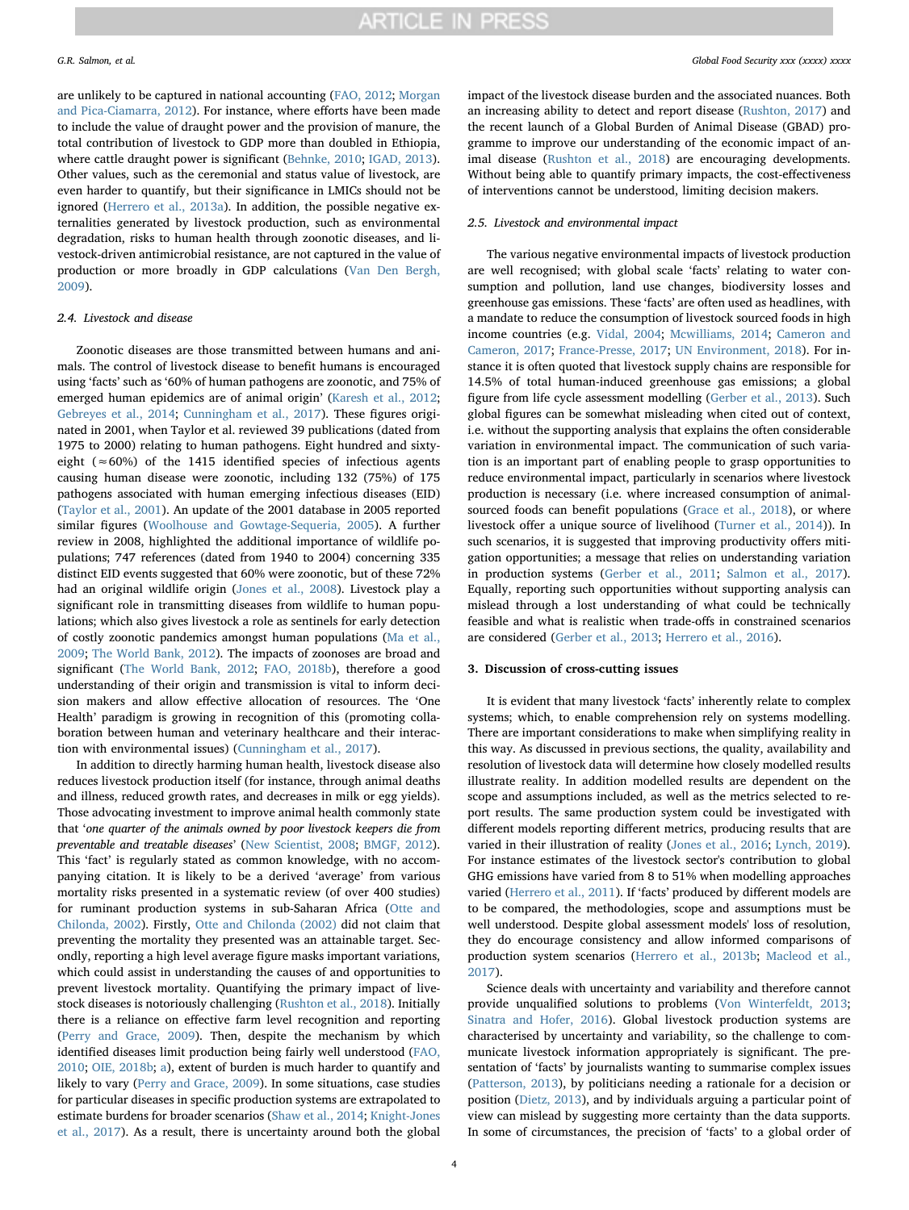are unlikely to be captured in national accounting (FAO, 2012; Morgan and Pica-Ciamarra, 2012). For instance, where efforts have been made to include the value of draught power and the provision of manure, the total contribution of livestock to GDP more than doubled in Ethiopia, where cattle draught power is significant (Behnke, 2010; IGAD, 2013). Other values, such as the ceremonial and status value of livestock, are even harder to quantify, but their significance in LMICs should not be ignored (Herrero et al., 2013a). In addition, the possible negative externalities generated by livestock production, such as environmental degradation, risks to human health through zoonotic diseases, and livestock-driven antimicrobial resistance, are not captured in the value of production or more broadly in GDP calculations (Van Den Bergh, 2009).

### 2.4. Livestock and disease

Zoonotic diseases are those transmitted between humans and animals. The control of livestock disease to benefit humans is encouraged using 'facts' such as '60% of human pathogens are zoonotic, and 75% of emerged human epidemics are of animal origin' (Karesh et al., 2012; Gebreyes et al., 2014; Cunningham et al., 2017). These figures originated in 2001, when Taylor et al. reviewed 39 publications (dated from 1975 to 2000) relating to human pathogens. Eight hundred and sixty-eight (≈60%) of the 1415 identified species of infectious agents causing human disease were zoonotic, including 132 (75%) of 175 pathogens associated with human emerging infectious diseases (EID) (Taylor et al., 2001). An update of the 2001 database in 2005 reported similar figures (Woolhouse and Gowtage-Sequeria, 2005). A further review in 2008, highlighted the additional importance of wildlife populations; 747 references (dated from 1940 to 2004) concerning 335 distinct EID events suggested that 60% were zoonotic, but of these 72% had an original wildlife origin (Jones et al., 2008). Livestock play a significant role in transmitting diseases from wildlife to human populations; which also gives livestock a role as sentinels for early detection of costly zoonotic pandemics amongst human populations (Ma et al., 2009; The World Bank, 2012). The impacts of zoonoses are broad and significant (The World Bank, 2012; FAO, 2018b), therefore a good understanding of their origin and transmission is vital to inform decision makers and allow effective allocation of resources. The 'One Health' paradigm is growing in recognition of this (promoting collaboration between human and veterinary healthcare and their interaction with environmental issues) (Cunningham et al., 2017).

In addition to directly harming human health, livestock disease also reduces livestock production itself (for instance, through animal deaths and illness, reduced growth rates, and decreases in milk or egg yields). Those advocating investment to improve animal health commonly state that '*one quarter of the animals owned by poor livestock keepers die from preventable and treatable diseases*' (New Scientist, 2008; BMGF, 2012). This 'fact' is regularly stated as common knowledge, with no accompanying citation. It is likely to be a derived 'average' from various mortality risks presented in a systematic review (of over 400 studies) for ruminant production systems in sub-Saharan Africa (Otte and Chilonda, 2002). Firstly, Otte and Chilonda (2002) did not claim that preventing the mortality they presented was an attainable target. Secondly, reporting a high level average figure masks important variations, which could assist in understanding the causes of and opportunities to prevent livestock mortality. Quantifying the primary impact of livestock diseases is notoriously challenging (Rushton et al., 2018). Initially there is a reliance on effective farm level recognition and reporting (Perry and Grace, 2009). Then, despite the mechanism by which identified diseases limit production being fairly well understood (FAO, 2010; OIE, 2018b; a), extent of burden is much harder to quantify and likely to vary (Perry and Grace, 2009). In some situations, case studies for particular diseases in specific production systems are extrapolated to estimate burdens for broader scenarios (Shaw et al., 2014; Knight-Jones et al., 2017). As a result, there is uncertainty around both the global impact of the livestock disease burden and the associated nuances. Both an increasing ability to detect and report disease (Rushton, 2017) and the recent launch of a Global Burden of Animal Disease (GBAD) programme to improve our understanding of the economic impact of animal disease (Rushton et al., 2018) are encouraging developments. Without being able to quantify primary impacts, the cost-effectiveness of interventions cannot be understood, limiting decision makers.

### 2.5. Livestock and environmental impact

The various negative environmental impacts of livestock production are well recognised; with global scale 'facts' relating to water consumption and pollution, land use changes, biodiversity losses and greenhouse gas emissions. These 'facts' are often used as headlines, with a mandate to reduce the consumption of livestock sourced foods in high income countries (e.g. Vidal, 2004; Mcwilliams, 2014; Cameron and Cameron, 2017; France-Presse, 2017; UN Environment, 2018). For instance it is often quoted that livestock supply chains are responsible for 14.5% of total human-induced greenhouse gas emissions; a global figure from life cycle assessment modelling (Gerber et al., 2013). Such global figures can be somewhat misleading when cited out of context, i.e. without the supporting analysis that explains the often considerable variation in environmental impact. The communication of such variation is an important part of enabling people to grasp opportunities to reduce environmental impact, particularly in scenarios where livestock production is necessary (i.e. where increased consumption of animal-sourced foods can benefit populations (Grace et al., 2018), or where livestock offer a unique source of livelihood (Turner et al., 2014)). In such scenarios, it is suggested that improving productivity offers mitigation opportunities; a message that relies on understanding variation in production systems (Gerber et al., 2011; Salmon et al., 2017). Equally, reporting such opportunities without supporting analysis can mislead through a lost understanding of what could be technically feasible and what is realistic when trade-offs in constrained scenarios are considered (Gerber et al., 2013; Herrero et al., 2016).

## 3. Discussion of cross-cutting issues

It is evident that many livestock 'facts' inherently relate to complex systems; which, to enable comprehension rely on systems modelling. There are important considerations to make when simplifying reality in this way. As discussed in previous sections, the quality, availability and resolution of livestock data will determine how closely modelled results illustrate reality. In addition modelled results are dependent on the scope and assumptions included, as well as the metrics selected to report results. The same production system could be investigated with different models reporting different metrics, producing results that are varied in their illustration of reality (Jones et al., 2016; Lynch, 2019). For instance estimates of the livestock sector's contribution to global GHG emissions have varied from 8 to 51% when modelling approaches varied (Herrero et al., 2011). If 'facts' produced by different models are to be compared, the methodologies, scope and assumptions must be well understood. Despite global assessment models' loss of resolution, they do encourage consistency and allow informed comparisons of production system scenarios (Herrero et al., 2013b; Macleod et al., 2017).

Science deals with uncertainty and variability and therefore cannot provide unqualified solutions to problems (Von Winterfeldt, 2013; Sinatra and Hofer, 2016). Global livestock production systems are characterised by uncertainty and variability, so the challenge to communicate livestock information appropriately is significant. The presentation of 'facts' by journalists wanting to summarise complex issues (Patterson, 2013), by politicians needing a rationale for a decision or position (Dietz, 2013), and by individuals arguing a particular point of view can mislead by suggesting more certainty than the data supports. In some of circumstances, the precision of 'facts' to a global order of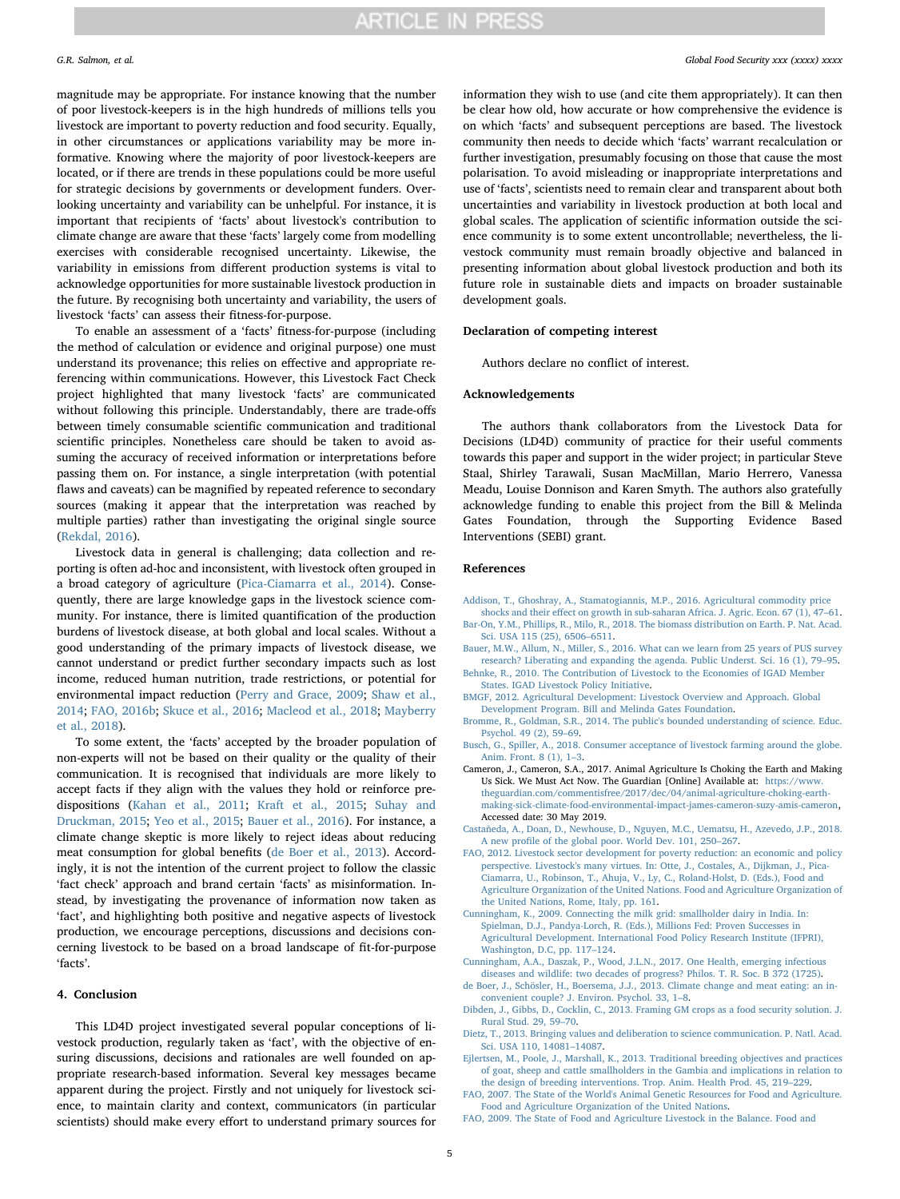magnitude may be appropriate. For instance knowing that the number of poor livestock-keepers is in the high hundreds of millions tells you livestock are important to poverty reduction and food security. Equally, in other circumstances or applications variability may be more informative. Knowing where the majority of poor livestock-keepers are located, or if there are trends in these populations could be more useful for strategic decisions by governments or development funders. Overlooking uncertainty and variability can be unhelpful. For instance, it is important that recipients of 'facts' about livestock's contribution to climate change are aware that these 'facts' largely come from modelling exercises with considerable recognised uncertainty. Likewise, the variability in emissions from different production systems is vital to acknowledge opportunities for more sustainable livestock production in the future. By recognising both uncertainty and variability, the users of livestock 'facts' can assess their fitness-for-purpose.

To enable an assessment of a 'facts' fitness-for-purpose (including the method of calculation or evidence and original purpose) one must understand its provenance; this relies on effective and appropriate referencing within communications. However, this Livestock Fact Check project highlighted that many livestock 'facts' are communicated without following this principle. Understandably, there are trade-offs between timely consumable scientific communication and traditional scientific principles. Nonetheless care should be taken to avoid assuming the accuracy of received information or interpretations before passing them on. For instance, a single interpretation (with potential flaws and caveats) can be magnified by repeated reference to secondary sources (making it appear that the interpretation was reached by multiple parties) rather than investigating the original single source (Rekdal, 2016).

Livestock data in general is challenging; data collection and reporting is often ad-hoc and inconsistent, with livestock often grouped in a broad category of agriculture (Pica-Ciamarra et al., 2014). Consequently, there are large knowledge gaps in the livestock science community. For instance, there is limited quantification of the production burdens of livestock disease, at both global and local scales. Without a good understanding of the primary impacts of livestock disease, we cannot understand or predict further secondary impacts such as lost income, reduced human nutrition, trade restrictions, or potential for environmental impact reduction (Perry and Grace, 2009; Shaw et al., 2014; FAO, 2016b; Skuce et al., 2016; Macleod et al., 2018; Mayberry et al., 2018).

To some extent, the 'facts' accepted by the broader population of non-experts will not be based on their quality or the quality of their communication. It is recognised that individuals are more likely to accept facts if they align with the values they hold or reinforce predispositions (Kahan et al., 2011; Kraft et al., 2015; Suhay and Druckman, 2015; Yeo et al., 2015; Bauer et al., 2016). For instance, a climate change skeptic is more likely to reject ideas about reducing meat consumption for global benefits (de Boer et al., 2013). Accordingly, it is not the intention of the current project to follow the classic 'fact check' approach and brand certain 'facts' as misinformation. Instead, by investigating the provenance of information now taken as 'fact', and highlighting both positive and negative aspects of livestock production, we encourage perceptions, discussions and decisions concerning livestock to be based on a broad landscape of fit-for-purpose 'facts'.

## 4. Conclusion

This LD4D project investigated several popular conceptions of livestock production, regularly taken as 'fact', with the objective of ensuring discussions, decisions and rationales are well founded on appropriate research-based information. Several key messages became apparent during the project. Firstly and not uniquely for livestock science, to maintain clarity and context, communicators (in particular scientists) should make every effort to understand primary sources for information they wish to use (and cite them appropriately). It can then be clear how old, how accurate or how comprehensive the evidence is on which 'facts' and subsequent perceptions are based. The livestock community then needs to decide which 'facts' warrant recalculation or further investigation, presumably focusing on those that cause the most polarisation. To avoid misleading or inappropriate interpretations and use of 'facts', scientists need to remain clear and transparent about both uncertainties and variability in livestock production at both local and global scales. The application of scientific information outside the science community is to some extent uncontrollable; nevertheless, the livestock community must remain broadly objective and balanced in presenting information about global livestock production and both its future role in sustainable diets and impacts on broader sustainable development goals.

## Declaration of competing interest

Authors declare no conflict of interest.

## Acknowledgements

The authors thank collaborators from the Livestock Data for Decisions (LD4D) community of practice for their useful comments towards this paper and support in the wider project; in particular Steve Staal, Shirley Tarawali, Susan MacMillan, Mario Herrero, Vanessa Meadu, Louise Donnison and Karen Smyth. The authors also gratefully acknowledge funding to enable this project from the Bill & Melinda Gates Foundation, through the Supporting Evidence Based Interventions (SEBI) grant.

## References

Addison, T., Ghoshray, A., Stamatogiannis, M.P., 2016. Agricultural commodity price shocks and their effect on growth in sub-saharan Africa. J. Agric. Econ. 67 (1), 47–61.

Bar-On, Y.M., Phillips, R., Milo, R., 2018. The biomass distribution on Earth. P. Nat. Acad. Sci. USA 115 (25), 6506–6511.

Bauer, M.W., Allum, N., Miller, S., 2016. What can we learn from 25 years of PUS survey research? Liberating and expanding the agenda. Public Underst. Sci. 16 (1), 79–95.

Behnke, R., 2010. The Contribution of Livestock to the Economies of IGAD Member States. IGAD Livestock Policy Initiative.

BMGF, 2012. Agricultural Development: Livestock Overview and Approach. Global Development Program. Bill and Melinda Gates Foundation.

Bromme, R., Goldman, S.R., 2014. The public's bounded understanding of science. Educ. Psychol. 49 (2), 59–69.

Busch, G., Spiller, A., 2018. Consumer acceptance of livestock farming around the globe. Anim. Front. 8 (1), 1–3.

Cameron, J., Cameron, S.A., 2017. Animal Agriculture Is Choking the Earth and Making Us Sick. We Must Act Now. The Guardian [Online] Available at: https://www.theguardian.com/commentisfree/2017/dec/04/animal-agriculture-choking-earth-making-sick-climate-food-environmental-impact-james-cameron-suzy-amis-cameron, Accessed date: 30 May 2019.

Castañeda, A., Doan, D., Newhouse, D., Nguyen, M.C., Uematsu, H., Azevedo, J.P., 2018. A new profile of the global poor. World Dev. 101, 250–267.

FAO, 2012. Livestock sector development for poverty reduction: an economic and policy perspective. Livestock's many virtues. In: Otte, J., Costales, A., Dijkman, J., Pica-Ciamarra, U., Robinson, T., Ahuja, V., Ly, C., Roland-Holst, D. (Eds.), Food and Agriculture Organization of the United Nations. Food and Agriculture Organization of the United Nations, Rome, Italy, pp. 161.

Cunningham, K., 2009. Connecting the milk grid: smallholder dairy in India. In: Spielman, D.J., Pandya-Lorch, R. (Eds.), Millions Fed: Proven Successes in Agricultural Development. International Food Policy Research Institute (IFPRI), Washington, D.C, pp. 117–124.

Cunningham, A.A., Daszak, P., Wood, J.L.N., 2017. One Health, emerging infectious diseases and wildlife: two decades of progress? Philos. T. R. Soc. B 372 (1725).

de Boer, J., Schösler, H., Boersema, J.J., 2013. Climate change and meat eating: an inconvenient couple? J. Environ. Psychol. 33, 1–8.

Dibden, J., Gibbs, D., Cocklin, C., 2013. Framing GM crops as a food security solution. J. Rural Stud. 29, 59–70.

Dietz, T., 2013. Bringing values and deliberation to science communication. P. Natl. Acad. Sci. USA 110, 14081–14087.

Ejlertsen, M., Poole, J., Marshall, K., 2013. Traditional breeding objectives and practices of goat, sheep and cattle smallholders in the Gambia and implications in relation to the design of breeding interventions. Trop. Anim. Health Prod. 45, 219–229.

FAO, 2007. The State of the World's Animal Genetic Resources for Food and Agriculture. Food and Agriculture Organization of the United Nations.

FAO, 2009. The State of Food and Agriculture Livestock in the Balance. Food and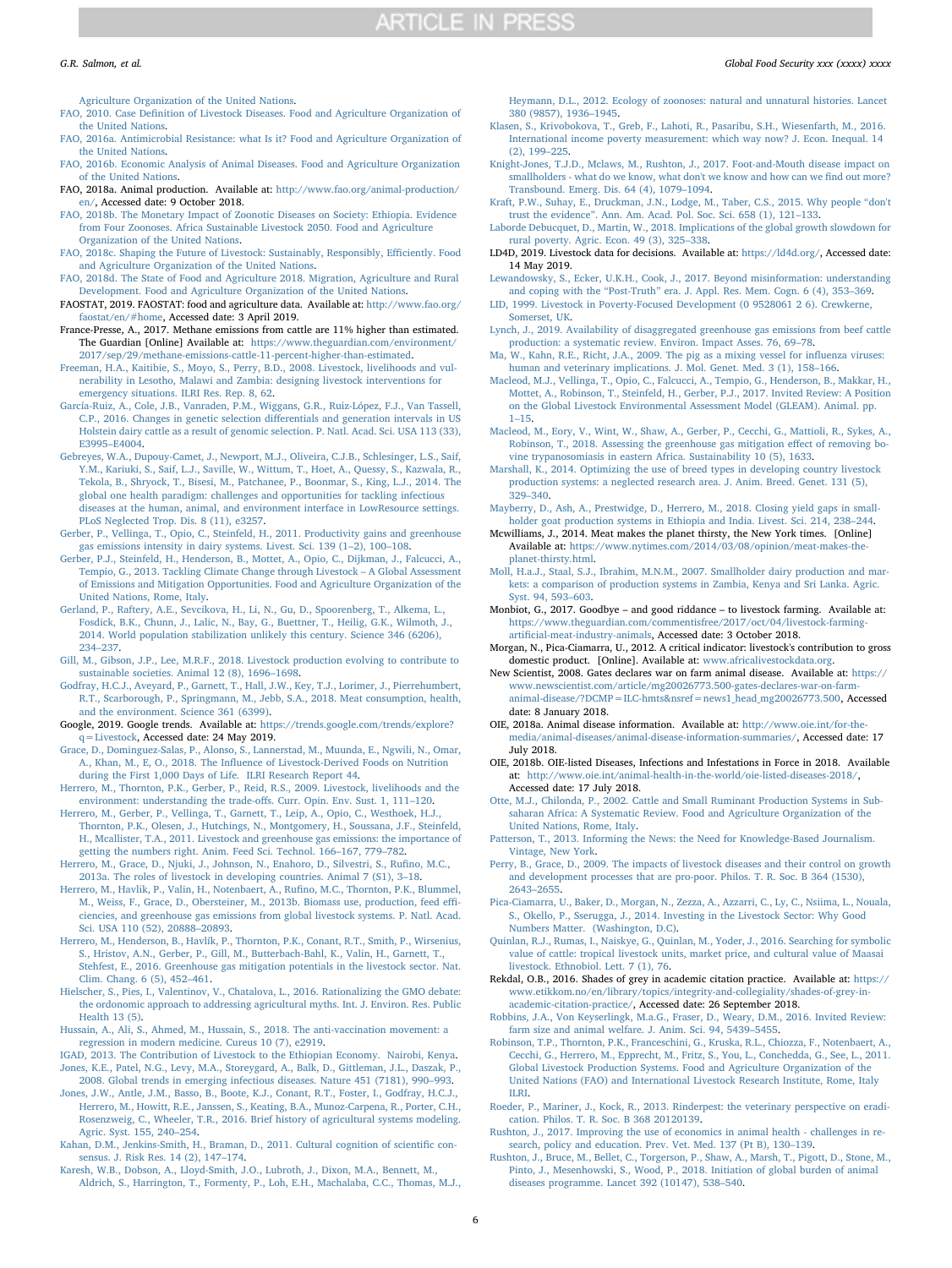Agriculture Organization of the United Nations.

FAO, 2010. Case Definition of Livestock Diseases. Food and Agriculture Organization of the United Nations.

FAO, 2016a. Antimicrobial Resistance: what Is it? Food and Agriculture Organization of the United Nations.

FAO, 2016b. Economic Analysis of Animal Diseases. Food and Agriculture Organization of the United Nations.

FAO, 2018a. Animal production. Available at: http://www.fao.org/animal-production/en/, Accessed date: 9 October 2018.

FAO, 2018b. The Monetary Impact of Zoonotic Diseases on Society: Ethiopia. Evidence from Four Zoonoses. Africa Sustainable Livestock 2050. Food and Agriculture Organization of the United Nations.

FAO, 2018c. Shaping the Future of Livestock: Sustainably, Responsibly, Efficiently. Food and Agriculture Organization of the United Nations.

FAO, 2018d. The State of Food and Agriculture 2018. Migration, Agriculture and Rural Development. Food and Agriculture Organization of the United Nations.

FAOSTAT, 2019. FAOSTAT: food and agriculture data. Available at: http://www.fao.org/faostat/en/#home, Accessed date: 3 April 2019.

France-Presse, A., 2017. Methane emissions from cattle are 11% higher than estimated. The Guardian [Online] Available at: https://www.theguardian.com/environment/2017/sep/29/methane-emissions-cattle-11-percent-higher-than-estimated.

Freeman, H.A., Kaitibie, S., Moyo, S., Perry, B.D., 2008. Livestock, livelihoods and vulnerability in Lesotho, Malawi and Zambia: designing livestock interventions for emergency situations. ILRI Res. Rep. 8, 62.

García-Ruiz, A., Cole, J.B., Vanraden, P.M., Wiggans, G.R., Ruiz-López, F.J., Van Tassell, C.P., 2016. Changes in genetic selection differentials and generation intervals in US Holstein dairy cattle as a result of genomic selection. P. Natl. Acad. Sci. USA 113 (33), E3995–E4004.

Gebreyes, W.A., Dupouy-Camet, J., Newport, M.J., Oliveira, C.J.B., Schlesinger, L.S., Saif, Y.M., Kariuki, S., Saif, L.J., Saville, W., Wittum, T., Hoet, A., Quessy, S., Kazwala, R., Tekola, B., Shryock, T., Bisesi, M., Patchanee, P., Boonmar, S., King, L.J., 2014. The global one health paradigm: challenges and opportunities for tackling infectious diseases at the human, animal, and environment interface in LowResource settings. PLoS Neglected Trop. Dis. 8 (11), e3257.

Gerber, P., Vellinga, T., Opio, C., Steinfeld, H., 2011. Productivity gains and greenhouse gas emissions intensity in dairy systems. Livest. Sci. 139 (1–2), 100–108.

Gerber, P.J., Steinfeld, H., Henderson, B., Mottet, A., Opio, C., Dijkman, J., Falcucci, A., Tempio, G., 2013. Tackling Climate Change through Livestock – A Global Assessment of Emissions and Mitigation Opportunities. Food and Agriculture Organization of the United Nations, Rome, Italy.

Gerland, P., Raftery, A.E., Sevcikova, H., Li, N., Gu, D., Spoorenberg, T., Alkema, L., Fosdick, B.K., Chunn, J., Lalic, N., Bay, G., Buettner, T., Heilig, G.K., Wilmoth, J., 2014. World population stabilization unlikely this century. Science 346 (6206), 234–237.

Gill, M., Gibson, J.P., Lee, M.R.F., 2018. Livestock production evolving to contribute to sustainable societies. Animal 12 (8), 1696–1698.

Godfray, H.C.J., Aveyard, P., Garnett, T., Hall, J.W., Key, T.J., Lorimer, J., Pierrehumbert, R.T., Scarborough, P., Springmann, M., Jebb, S.A., 2018. Meat consumption, health, and the environment. Science 361 (6399).

Google, 2019. Google trends. Available at: https://trends.google.com/trends/explore?q=Livestock, Accessed date: 24 May 2019.

Grace, D., Dominguez-Salas, P., Alonso, S., Lannerstad, M., Muunda, E., Ngwili, N., Omar, A., Khan, M., E, O., 2018. The Influence of Livestock-Derived Foods on Nutrition during the First 1,000 Days of Life. ILRI Research Report 44.

Herrero, M., Thornton, P.K., Gerber, P., Reid, R.S., 2009. Livestock, livelihoods and the environment: understanding the trade-offs. Curr. Opin. Env. Sust. 1, 111–120.

Herrero, M., Gerber, P., Vellinga, T., Garnett, T., Leip, A., Opio, C., Westhoek, H.J., Thornton, P.K., Olesen, J., Hutchings, N., Montgomery, H., Soussana, J.F., Steinfeld, H., Mcallister, T.A., 2011. Livestock and greenhouse gas emissions: the importance of getting the numbers right. Anim. Feed Sci. Technol. 166–167, 779–782.

Herrero, M., Grace, D., Njuki, J., Johnson, N., Enahoro, D., Silvestri, S., Rufino, M.C., 2013a. The roles of livestock in developing countries. Animal 7 (S1), 3–18.

Herrero, M., Havlik, P., Valin, H., Notenbaert, A., Rufino, M.C., Thornton, P.K., Blummel, M., Weiss, F., Grace, D., Obersteiner, M., 2013b. Biomass use, production, feed efficiencies, and greenhouse gas emissions from global livestock systems. P. Natl. Acad. Sci. USA 110 (52), 20888–20893.

Herrero, M., Henderson, B., Havlík, P., Thornton, P.K., Conant, R.T., Smith, P., Wirsenius, S., Hristov, A.N., Gerber, P., Gill, M., Butterbach-Bahl, K., Valin, H., Garnett, T., Stehfest, E., 2016. Greenhouse gas mitigation potentials in the livestock sector. Nat. Clim. Chang. 6 (5), 452–461.

Hielscher, S., Pies, I., Valentinov, V., Chatalova, L., 2016. Rationalizing the GMO debate: the ordonomic approach to addressing agricultural myths. Int. J. Environ. Res. Public Health 13 (5).

Hussain, A., Ali, S., Ahmed, M., Hussain, S., 2018. The anti-vaccination movement: a regression in modern medicine. Cureus 10 (7), e2919.

IGAD, 2013. The Contribution of Livestock to the Ethiopian Economy. Nairobi, Kenya.

Jones, K.E., Patel, N.G., Levy, M.A., Storeygard, A., Balk, D., Gittleman, J.L., Daszak, P., 2008. Global trends in emerging infectious diseases. Nature 451 (7181), 990–993.

Jones, J.W., Antle, J.M., Basso, B., Boote, K.J., Conant, R.T., Foster, I., Godfray, H.C.J., Herrero, M., Howitt, R.E., Janssen, S., Keating, B.A., Munoz-Carpena, R., Porter, C.H., Rosenzweig, C., Wheeler, T.R., 2016. Brief history of agricultural systems modeling. Agric. Syst. 155, 240–254.

Kahan, D.M., Jenkins-Smith, H., Braman, D., 2011. Cultural cognition of scientific consensus. J. Risk Res. 14 (2), 147–174.

Karesh, W.B., Dobson, A., Lloyd-Smith, J.O., Lubroth, J., Dixon, M.A., Bennett, M., Aldrich, S., Harrington, T., Formenty, P., Loh, E.H., Machalaba, C.C., Thomas, M.J., Heymann, D.L., 2012. Ecology of zoonoses: natural and unnatural histories. Lancet 380 (9857), 1936–1945.

Klasen, S., Krivobokova, T., Greb, F., Lahoti, R., Pasaribu, S.H., Wiesenfarth, M., 2016. International income poverty measurement: which way now? J. Econ. Inequal. 14 (2), 199–225.

Knight-Jones, T.J.D., Mclaws, M., Rushton, J., 2017. Foot-and-Mouth disease impact on smallholders - what do we know, what don't we know and how can we find out more? Transbound. Emerg. Dis. 64 (4), 1079–1094.

Kraft, P.W., Suhay, E., Druckman, J.N., Lodge, M., Taber, C.S., 2015. Why people "don't trust the evidence". Ann. Am. Acad. Pol. Soc. Sci. 658 (1), 121–133.

Laborde Debucquet, D., Martin, W., 2018. Implications of the global growth slowdown for rural poverty. Agric. Econ. 49 (3), 325–338.

LD4D, 2019. Livestock data for decisions. Available at: https://ld4d.org/, Accessed date: 14 May 2019.

Lewandowsky, S., Ecker, U.K.H., Cook, J., 2017. Beyond misinformation: understanding and coping with the "Post-Truth" era. J. Appl. Res. Mem. Cogn. 6 (4), 353–369.

LID, 1999. Livestock in Poverty-Focused Development (0 9528061 2 6). Crewkerne, Somerset, UK.

Lynch, J., 2019. Availability of disaggregated greenhouse gas emissions from beef cattle production: a systematic review. Environ. Impact Asses. 76, 69–78.

Ma, W., Kahn, R.E., Richt, J.A., 2009. The pig as a mixing vessel for influenza viruses: human and veterinary implications. J. Mol. Genet. Med. 3 (1), 158–166.

Macleod, M.J., Vellinga, T., Opio, C., Falcucci, A., Tempio, G., Henderson, B., Makkar, H., Mottet, A., Robinson, T., Steinfeld, H., Gerber, P.J., 2017. Invited Review: A Position on the Global Livestock Environmental Assessment Model (GLEAM). Animal. pp. 1–15.

Macleod, M., Eory, V., Wint, W., Shaw, A., Gerber, P., Cecchi, G., Mattioli, R., Sykes, A., Robinson, T., 2018. Assessing the greenhouse gas mitigation effect of removing bovine trypanosomiasis in eastern Africa. Sustainability 10 (5), 1633.

Marshall, K., 2014. Optimizing the use of breed types in developing country livestock production systems: a neglected research area. J. Anim. Breed. Genet. 131 (5), 329–340.

Mayberry, D., Ash, A., Prestwidge, D., Herrero, M., 2018. Closing yield gaps in smallholder goat production systems in Ethiopia and India. Livest. Sci. 214, 238–244.

Mcwilliams, J., 2014. Meat makes the planet thirsty, the New York times. [Online] Available at: https://www.nytimes.com/2014/03/08/opinion/meat-makes-the-planet-thirsty.html.

Moll, H.a.J., Staal, S.J., Ibrahim, M.N.M., 2007. Smallholder dairy production and markets: a comparison of production systems in Zambia, Kenya and Sri Lanka. Agric. Syst. 94, 593–603.

Monbiot, G., 2017. Goodbye – and good riddance – to livestock farming. Available at: https://www.theguardian.com/commentisfree/2017/oct/04/livestock-farming-artificial-meat-industry-animals, Accessed date: 3 October 2018.

Morgan, N., Pica-Ciamarra, U., 2012. A critical indicator: livestock's contribution to gross domestic product. [Online]. Available at: www.africalivestockdata.org.

New Scientist, 2008. Gates declares war on farm animal disease. Available at: https://www.newscientist.com/article/mg20026773.500-gates-declares-war-on-farm-animal-disease/?DCMP=ILC-hmts&nsref=news1_head_mg20026773.500, Accessed date: 8 January 2018.

OIE, 2018a. Animal disease information. Available at: http://www.oie.int/for-the-media/animal-diseases/animal-disease-information-summaries/, Accessed date: 17 July 2018.

OIE, 2018b. OIE-listed Diseases, Infections and Infestations in Force in 2018. Available at: http://www.oie.int/animal-health-in-the-world/oie-listed-diseases-2018/, Accessed date: 17 July 2018.

Otte, M.J., Chilonda, P., 2002. Cattle and Small Ruminant Production Systems in Sub-saharan Africa: A Systematic Review. Food and Agriculture Organization of the United Nations, Rome, Italy.

Patterson, T., 2013. Informing the News: the Need for Knowledge-Based Journalism. Vintage, New York.

Perry, B., Grace, D., 2009. The impacts of livestock diseases and their control on growth and development processes that are pro-poor. Philos. T. R. Soc. B 364 (1530), 2643–2655.

Pica-Ciamarra, U., Baker, D., Morgan, N., Zezza, A., Azzarri, C., Ly, C., Nsiima, L., Nouala, S., Okello, P., Sserugga, J., 2014. Investing in the Livestock Sector: Why Good Numbers Matter. (Washington, D.C).

Quinlan, R.J., Rumas, I., Naiskye, G., Quinlan, M., Yoder, J., 2016. Searching for symbolic value of cattle: tropical livestock units, market price, and cultural value of Maasai livestock. Ethnobiol. Lett. 7 (1), 76.

Rekdal, O.B., 2016. Shades of grey in academic citation practice. Available at: https://www.etikkom.no/en/library/topics/integrity-and-collegiality/shades-of-grey-in-academic-citation-practice/, Accessed date: 26 September 2018.

Robbins, J.A., Von Keyserlingk, M.a.G., Fraser, D., Weary, D.M., 2016. Invited Review: farm size and animal welfare. J. Anim. Sci. 94, 5439–5455.

Robinson, T.P., Thornton, P.K., Franceschini, G., Kruska, R.L., Chiozza, F., Notenbaert, A., Cecchi, G., Herrero, M., Epprecht, M., Fritz, S., You, L., Conchedda, G., See, L., 2011. Global Livestock Production Systems. Food and Agriculture Organization of the United Nations (FAO) and International Livestock Research Institute, Rome, Italy ILRI.

Roeder, P., Mariner, J., Kock, R., 2013. Rinderpest: the veterinary perspective on eradication. Philos. T. R. Soc. B 368 20120139.

Rushton, J., 2017. Improving the use of economics in animal health - challenges in research, policy and education. Prev. Vet. Med. 137 (Pt B), 130–139.

Rushton, J., Bruce, M., Bellet, C., Torgerson, P., Shaw, A., Marsh, T., Pigott, D., Stone, M., Pinto, J., Mesenhowski, S., Wood, P., 2018. Initiation of global burden of animal diseases programme. Lancet 392 (10147), 538–540.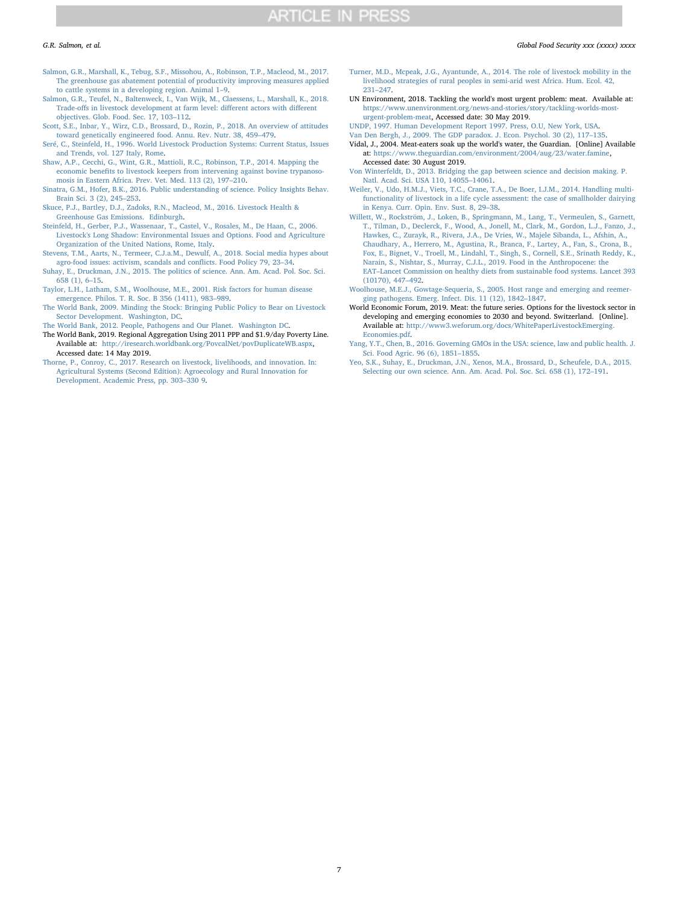Salmon, G.R., Marshall, K., Tebug, S.F., Missohou, A., Robinson, T.P., Macleod, M., 2017. The greenhouse gas abatement potential of productivity improving measures applied to cattle systems in a developing region. Animal 1–9.

Salmon, G.R., Teufel, N., Baltenweck, I., Van Wijk, M., Claessens, L., Marshall, K., 2018. Trade-offs in livestock development at farm level: different actors with different objectives. Glob. Food. Sec. 17, 103–112.

Scott, S.E., Inbar, Y., Wirz, C.D., Brossard, D., Rozin, P., 2018. An overview of attitudes toward genetically engineered food. Annu. Rev. Nutr. 38, 459–479.

Seré, C., Steinfeld, H., 1996. World Livestock Production Systems: Current Status, Issues and Trends, vol. 127 Italy, Rome.

Shaw, A.P., Cecchi, G., Wint, G.R., Mattioli, R.C., Robinson, T.P., 2014. Mapping the economic benefits to livestock keepers from intervening against bovine trypanosomosis in Eastern Africa. Prev. Vet. Med. 113 (2), 197–210.

Sinatra, G.M., Hofer, B.K., 2016. Public understanding of science. Policy Insights Behav. Brain Sci. 3 (2), 245–253.

Skuce, P.J., Bartley, D.J., Zadoks, R.N., Macleod, M., 2016. Livestock Health & Greenhouse Gas Emissions. Edinburgh.

Steinfeld, H., Gerber, P.J., Wassenaar, T., Castel, V., Rosales, M., De Haan, C., 2006. Livestock's Long Shadow: Environmental Issues and Options. Food and Agriculture Organization of the United Nations, Rome, Italy.

Stevens, T.M., Aarts, N., Termeer, C.J.a.M., Dewulf, A., 2018. Social media hypes about agro-food issues: activism, scandals and conflicts. Food Policy 79, 23–34.

Suhay, E., Druckman, J.N., 2015. The politics of science. Ann. Am. Acad. Pol. Soc. Sci. 658 (1), 6–15.

Taylor, L.H., Latham, S.M., Woolhouse, M.E., 2001. Risk factors for human disease emergence. Philos. T. R. Soc. B 356 (1411), 983–989.

The World Bank, 2009. Minding the Stock: Bringing Public Policy to Bear on Livestock Sector Development. Washington, DC.

The World Bank, 2012. People, Pathogens and Our Planet. Washington DC.

The World Bank, 2019. Regional Aggregation Using 2011 PPP and $1.9/day Poverty Line. Available at: http://iresearch.worldbank.org/PovcalNet/povDuplicateWB.aspx, Accessed date: 14 May 2019.

Thorne, P., Conroy, C., 2017. Research on livestock, livelihoods, and innovation. In: Agricultural Systems (Second Edition): Agroecology and Rural Innovation for Development. Academic Press, pp. 303–330 9.

Turner, M.D., Mcpeak, J.G., Ayantunde, A., 2014. The role of livestock mobility in the livelihood strategies of rural peoples in semi-arid west Africa. Hum. Ecol. 42, 231–247.

UN Environment, 2018. Tackling the world's most urgent problem: meat. Available at: https://www.unenvironment.org/news-and-stories/story/tackling-worlds-most-urgent-problem-meat, Accessed date: 30 May 2019.

UNDP, 1997. Human Development Report 1997. Press, O.U, New York, USA.

Van Den Bergh, J., 2009. The GDP paradox. J. Econ. Psychol. 30 (2), 117–135.

Vidal, J., 2004. Meat-eaters soak up the world's water, the Guardian. [Online] Available at: https://www.theguardian.com/environment/2004/aug/23/water.famine, Accessed date: 30 August 2019.

Von Winterfeldt, D., 2013. Bridging the gap between science and decision making. P. Natl. Acad. Sci. USA 110, 14055–14061.

Weiler, V., Udo, H.M.J., Viets, T.C., Crane, T.A., De Boer, I.J.M., 2014. Handling multi-functionality of livestock in a life cycle assessment: the case of smallholder dairying in Kenya. Curr. Opin. Env. Sust. 8, 29–38.

Willett, W., Rockström, J., Loken, B., Springmann, M., Lang, T., Vermeulen, S., Garnett, T., Tilman, D., Declerck, F., Wood, A., Jonell, M., Clark, M., Gordon, L.J., Fanzo, J., Hawkes, C., Zurayk, R., Rivera, J.A., De Vries, W., Majele Sibanda, L., Afshin, A., Chaudhary, A., Herrero, M., Agustina, R., Branca, F., Lartey, A., Fan, S., Crona, B., Fox, E., Bignet, V., Troell, M., Lindahl, T., Singh, S., Cornell, S.E., Srinath Reddy, K., Narain, S., Nishtar, S., Murray, C.J.L., 2019. Food in the Anthropocene: the EAT–Lancet Commission on healthy diets from sustainable food systems. Lancet 393 (10170), 447–492.

Woolhouse, M.E.J., Gowtage-Sequeria, S., 2005. Host range and emerging and reemerging pathogens. Emerg. Infect. Dis. 11 (12), 1842–1847.

World Economic Forum, 2019. Meat: the future series. Options for the livestock sector in developing and emerging economies to 2030 and beyond. Switzerland. [Online]. Available at: http://www3.weforum.org/docs/WhitePaperLivestockEmerging.Economies.pdf.

Yang, Y.T., Chen, B., 2016. Governing GMOs in the USA: science, law and public health. J. Sci. Food Agric. 96 (6), 1851–1855.

Yeo, S.K., Suhay, E., Druckman, J.N., Xenos, M.A., Brossard, D., Scheufele, D.A., 2015. Selecting our own science. Ann. Am. Acad. Pol. Soc. Sci. 658 (1), 172–191.